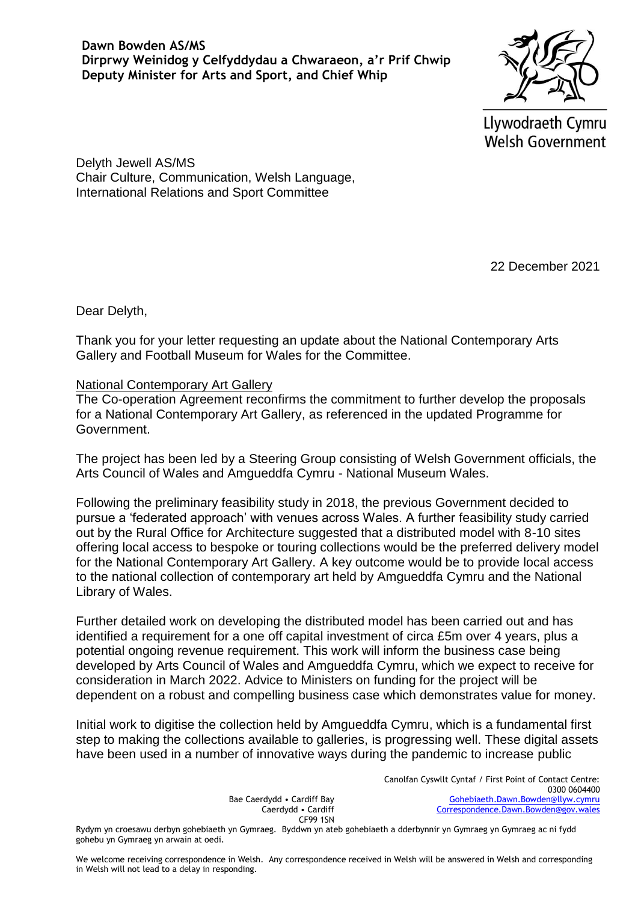**Dawn Bowden AS/MS**
**Dirprwy Weinidog y Celfyddydau a Chwaraeon, a'r Prif Chwip**
**Deputy Minister for Arts and Sport, and Chief Whip**

Llywodraeth Cymru
Welsh Government

Delyth Jewell AS/MS
Chair Culture, Communication, Welsh Language,
International Relations and Sport Committee

22 December 2021

Dear Delyth,

Thank you for your letter requesting an update about the National Contemporary Arts Gallery and Football Museum for Wales for the Committee.

<u>National Contemporary Art Gallery</u>

The Co-operation Agreement reconfirms the commitment to further develop the proposals for a National Contemporary Art Gallery, as referenced in the updated Programme for Government.

The project has been led by a Steering Group consisting of Welsh Government officials, the Arts Council of Wales and Amgueddfa Cymru - National Museum Wales.

Following the preliminary feasibility study in 2018, the previous Government decided to pursue a 'federated approach' with venues across Wales. A further feasibility study carried out by the Rural Office for Architecture suggested that a distributed model with 8-10 sites offering local access to bespoke or touring collections would be the preferred delivery model for the National Contemporary Art Gallery. A key outcome would be to provide local access to the national collection of contemporary art held by Amgueddfa Cymru and the National Library of Wales.

Further detailed work on developing the distributed model has been carried out and has identified a requirement for a one off capital investment of circa £5m over 4 years, plus a potential ongoing revenue requirement. This work will inform the business case being developed by Arts Council of Wales and Amgueddfa Cymru, which we expect to receive for consideration in March 2022. Advice to Ministers on funding for the project will be dependent on a robust and compelling business case which demonstrates value for money.

Initial work to digitise the collection held by Amgueddfa Cymru, which is a fundamental first step to making the collections available to galleries, is progressing well. These digital assets have been used in a number of innovative ways during the pandemic to increase public

Bae Caerdydd • Cardiff Bay
Caerdydd • Cardiff
CF99 1SN

Canolfan Cyswllt Cyntaf / First Point of Contact Centre:
0300 0604400
Gohebiaeth.Dawn.Bowden@llyw.cymru
Correspondence.Dawn.Bowden@gov.wales

Rydym yn croesawu derbyn gohebiaeth yn Gymraeg. Byddwn yn ateb gohebiaeth a dderbynnir yn Gymraeg yn Gymraeg ac ni fydd gohebu yn Gymraeg yn arwain at oedi.

We welcome receiving correspondence in Welsh. Any correspondence received in Welsh will be answered in Welsh and corresponding in Welsh will not lead to a delay in responding.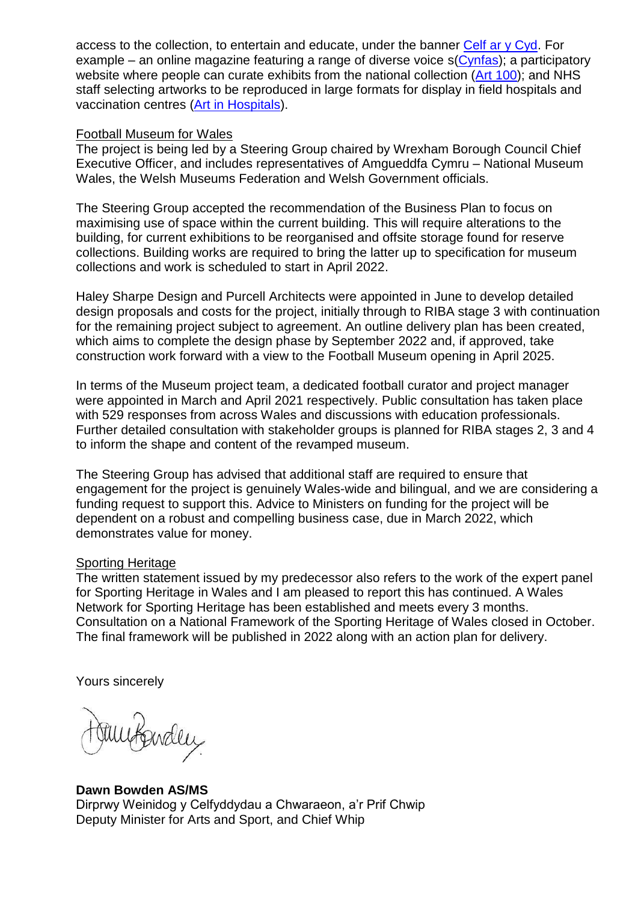access to the collection, to entertain and educate, under the banner [Celf ar y Cyd](). For example – an online magazine featuring a range of diverse voice s([Cynfas]()); a participatory website where people can curate exhibits from the national collection ([Art 100]()); and NHS staff selecting artworks to be reproduced in large formats for display in field hospitals and vaccination centres ([Art in Hospitals]()).

<u>Football Museum for Wales</u>

The project is being led by a Steering Group chaired by Wrexham Borough Council Chief Executive Officer, and includes representatives of Amgueddfa Cymru – National Museum Wales, the Welsh Museums Federation and Welsh Government officials.

The Steering Group accepted the recommendation of the Business Plan to focus on maximising use of space within the current building. This will require alterations to the building, for current exhibitions to be reorganised and offsite storage found for reserve collections. Building works are required to bring the latter up to specification for museum collections and work is scheduled to start in April 2022.

Haley Sharpe Design and Purcell Architects were appointed in June to develop detailed design proposals and costs for the project, initially through to RIBA stage 3 with continuation for the remaining project subject to agreement. An outline delivery plan has been created, which aims to complete the design phase by September 2022 and, if approved, take construction work forward with a view to the Football Museum opening in April 2025.

In terms of the Museum project team, a dedicated football curator and project manager were appointed in March and April 2021 respectively. Public consultation has taken place with 529 responses from across Wales and discussions with education professionals. Further detailed consultation with stakeholder groups is planned for RIBA stages 2, 3 and 4 to inform the shape and content of the revamped museum.

The Steering Group has advised that additional staff are required to ensure that engagement for the project is genuinely Wales-wide and bilingual, and we are considering a funding request to support this. Advice to Ministers on funding for the project will be dependent on a robust and compelling business case, due in March 2022, which demonstrates value for money.

<u>Sporting Heritage</u>

The written statement issued by my predecessor also refers to the work of the expert panel for Sporting Heritage in Wales and I am pleased to report this has continued. A Wales Network for Sporting Heritage has been established and meets every 3 months. Consultation on a National Framework of the Sporting Heritage of Wales closed in October. The final framework will be published in 2022 along with an action plan for delivery.

Yours sincerely

**Dawn Bowden AS/MS**
Dirprwy Weinidog y Celfyddydau a Chwaraeon, a'r Prif Chwip
Deputy Minister for Arts and Sport, and Chief Whip